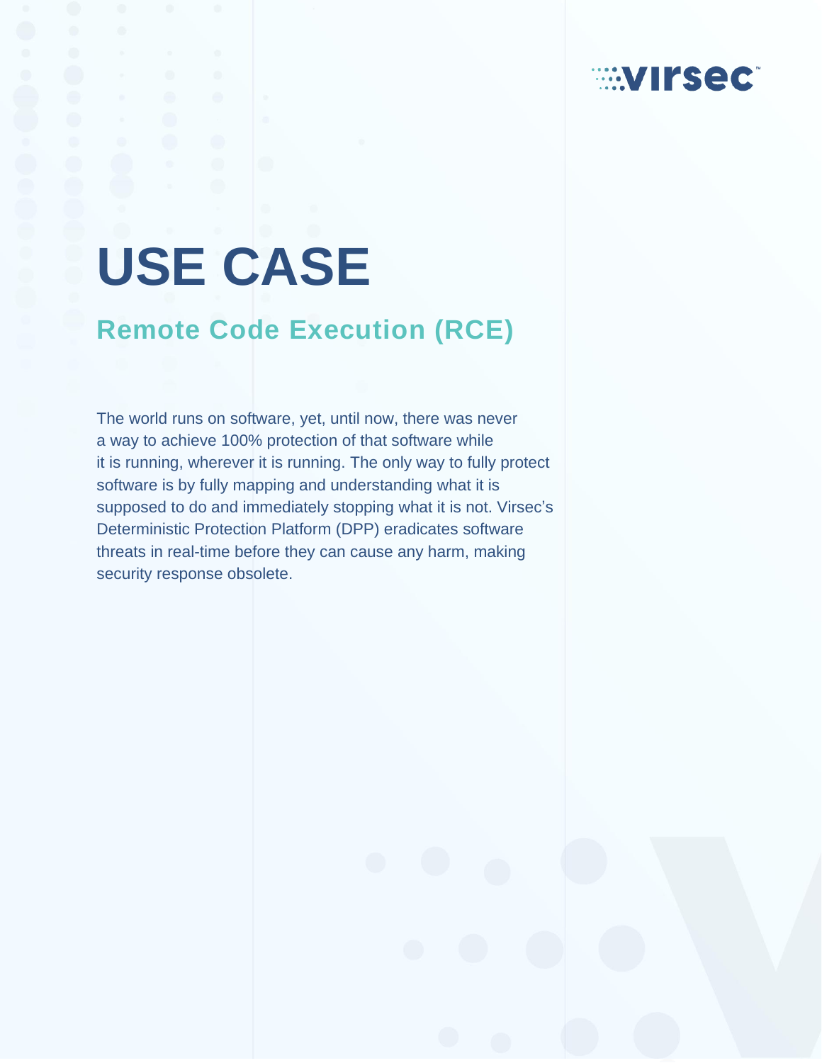virsec

# USE CASE

## Remote Code Execution (RCE)

The world runs on software, yet, until now, there was never a way to achieve 100% protection of that software while it is running, wherever it is running. The only way to fully protect software is by fully mapping and understanding what it is supposed to do and immediately stopping what it is not. Virsec's Deterministic Protection Platform (DPP) eradicates software threats in real-time before they can cause any harm, making security response obsolete.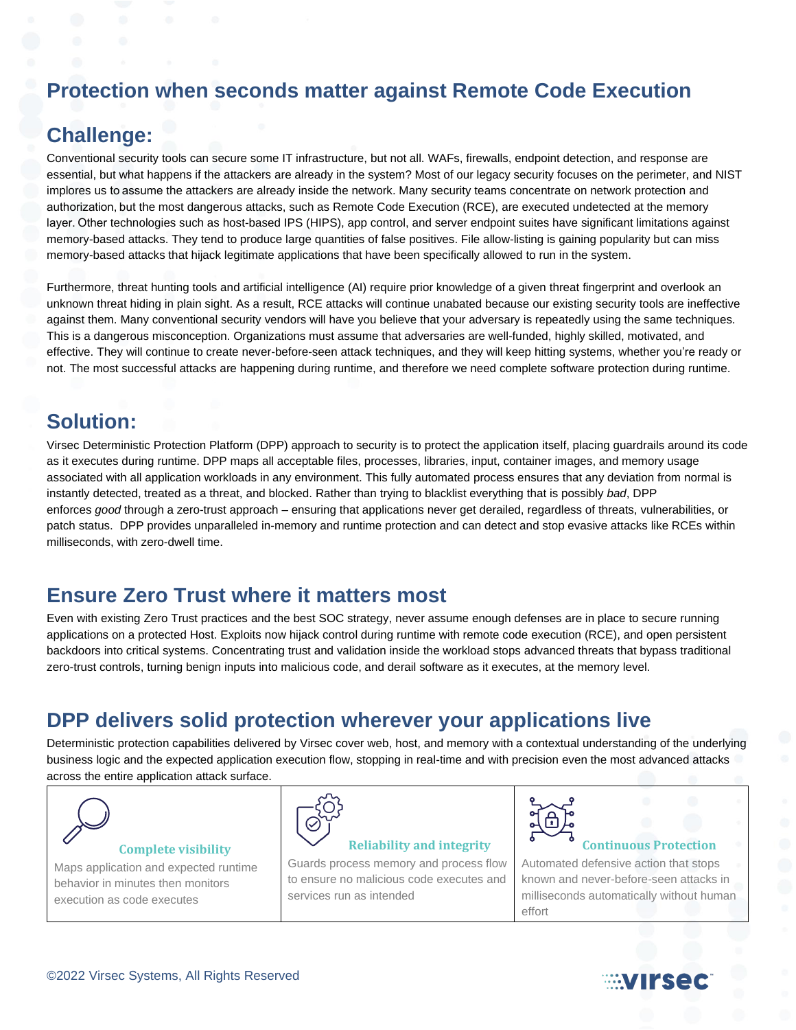# Protection when seconds matter against Remote Code Execution

## Challenge:

Conventional security tools can secure some IT infrastructure, but not all. WAFs, firewalls, endpoint detection, and response are essential, but what happens if the attackers are already in the system? Most of our legacy security focuses on the perimeter, and NIST implores us to assume the attackers are already inside the network. Many security teams concentrate on network protection and authorization, but the most dangerous attacks, such as Remote Code Execution (RCE), are executed undetected at the memory layer. Other technologies such as host-based IPS (HIPS), app control, and server endpoint suites have significant limitations against memory-based attacks. They tend to produce large quantities of false positives. File allow-listing is gaining popularity but can miss memory-based attacks that hijack legitimate applications that have been specifically allowed to run in the system.

Furthermore, threat hunting tools and artificial intelligence (AI) require prior knowledge of a given threat fingerprint and overlook an unknown threat hiding in plain sight. As a result, RCE attacks will continue unabated because our existing security tools are ineffective against them. Many conventional security vendors will have you believe that your adversary is repeatedly using the same techniques. This is a dangerous misconception. Organizations must assume that adversaries are well-funded, highly skilled, motivated, and effective. They will continue to create never-before-seen attack techniques, and they will keep hitting systems, whether you're ready or not. The most successful attacks are happening during runtime, and therefore we need complete software protection during runtime.

## Solution:

Virsec Deterministic Protection Platform (DPP) approach to security is to protect the application itself, placing guardrails around its code as it executes during runtime. DPP maps all acceptable files, processes, libraries, input, container images, and memory usage associated with all application workloads in any environment. This fully automated process ensures that any deviation from normal is instantly detected, treated as a threat, and blocked. Rather than trying to blacklist everything that is possibly *bad*, DPP enforces *good* through a zero-trust approach – ensuring that applications never get derailed, regardless of threats, vulnerabilities, or patch status. DPP provides unparalleled in-memory and runtime protection and can detect and stop evasive attacks like RCEs within milliseconds, with zero-dwell time.

## Ensure Zero Trust where it matters most

Even with existing Zero Trust practices and the best SOC strategy, never assume enough defenses are in place to secure running applications on a protected Host. Exploits now hijack control during runtime with remote code execution (RCE), and open persistent backdoors into critical systems. Concentrating trust and validation inside the workload stops advanced threats that bypass traditional zero-trust controls, turning benign inputs into malicious code, and derail software as it executes, at the memory level.

## DPP delivers solid protection wherever your applications live

Deterministic protection capabilities delivered by Virsec cover web, host, and memory with a contextual understanding of the underlying business logic and the expected application execution flow, stopping in real-time and with precision even the most advanced attacks across the entire application attack surface.

| Complete visibility | Reliability and integrity | Continuous Protection |
| --- | --- | --- |
| Maps application and expected runtime behavior in minutes then monitors execution as code executes | Guards process memory and process flow to ensure no malicious code executes and services run as intended | Automated defensive action that stops known and never-before-seen attacks in milliseconds automatically without human effort |

©2022 Virsec Systems, All Rights Reserved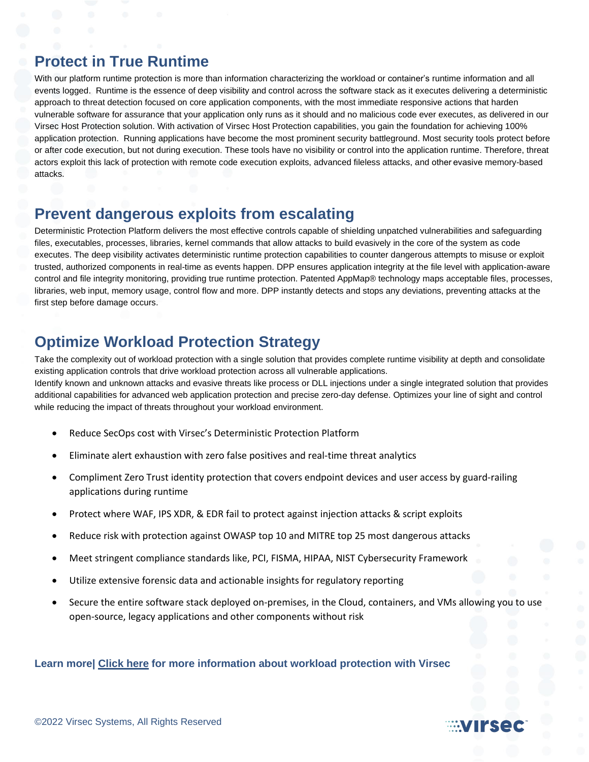## Protect in True Runtime

With our platform runtime protection is more than information characterizing the workload or container's runtime information and all events logged. Runtime is the essence of deep visibility and control across the software stack as it executes delivering a deterministic approach to threat detection focused on core application components, with the most immediate responsive actions that harden vulnerable software for assurance that your application only runs as it should and no malicious code ever executes, as delivered in our Virsec Host Protection solution. With activation of Virsec Host Protection capabilities, you gain the foundation for achieving 100% application protection. Running applications have become the most prominent security battleground. Most security tools protect before or after code execution, but not during execution. These tools have no visibility or control into the application runtime. Therefore, threat actors exploit this lack of protection with remote code execution exploits, advanced fileless attacks, and other evasive memory-based attacks.

## Prevent dangerous exploits from escalating

Deterministic Protection Platform delivers the most effective controls capable of shielding unpatched vulnerabilities and safeguarding files, executables, processes, libraries, kernel commands that allow attacks to build evasively in the core of the system as code executes. The deep visibility activates deterministic runtime protection capabilities to counter dangerous attempts to misuse or exploit trusted, authorized components in real-time as events happen. DPP ensures application integrity at the file level with application-aware control and file integrity monitoring, providing true runtime protection. Patented AppMap® technology maps acceptable files, processes, libraries, web input, memory usage, control flow and more. DPP instantly detects and stops any deviations, preventing attacks at the first step before damage occurs.

## Optimize Workload Protection Strategy

Take the complexity out of workload protection with a single solution that provides complete runtime visibility at depth and consolidate existing application controls that drive workload protection across all vulnerable applications.
Identify known and unknown attacks and evasive threats like process or DLL injections under a single integrated solution that provides additional capabilities for advanced web application protection and precise zero-day defense. Optimizes your line of sight and control while reducing the impact of threats throughout your workload environment.

- Reduce SecOps cost with Virsec's Deterministic Protection Platform
- Eliminate alert exhaustion with zero false positives and real-time threat analytics
- Compliment Zero Trust identity protection that covers endpoint devices and user access by guard-railing applications during runtime
- Protect where WAF, IPS XDR, & EDR fail to protect against injection attacks & script exploits
- Reduce risk with protection against OWASP top 10 and MITRE top 25 most dangerous attacks
- Meet stringent compliance standards like, PCI, FISMA, HIPAA, NIST Cybersecurity Framework
- Utilize extensive forensic data and actionable insights for regulatory reporting
- Secure the entire software stack deployed on-premises, in the Cloud, containers, and VMs allowing you to use open-source, legacy applications and other components without risk

**Learn more| Click here for more information about workload protection with Virsec**

©2022 Virsec Systems, All Rights Reserved